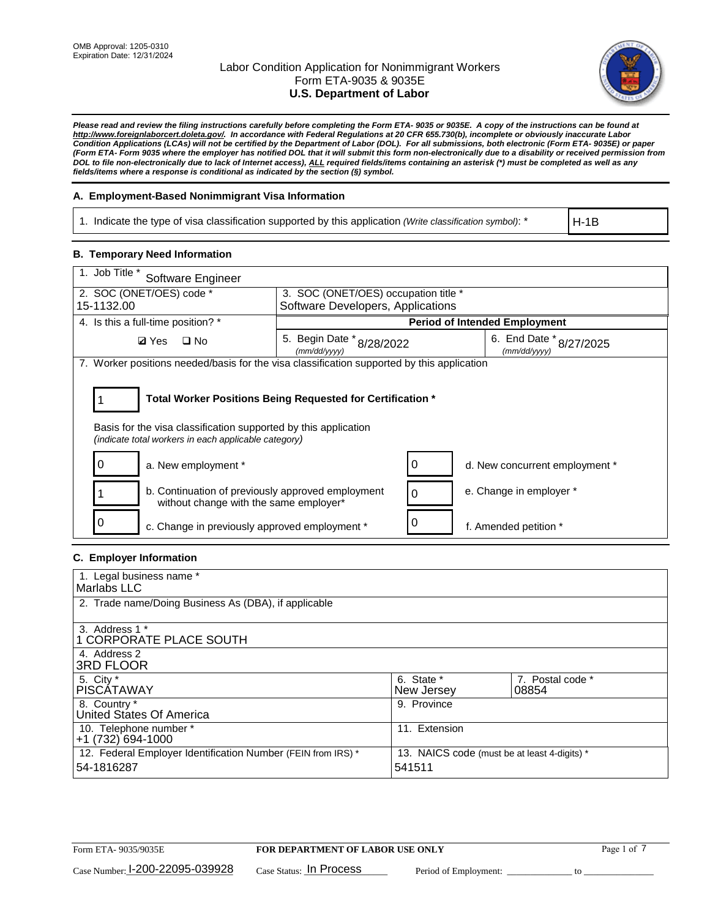OMB Approval: 1205-0310
Expiration Date: 12/31/2024

# Labor Condition Application for Nonimmigrant Workers
## Form ETA-9035 & 9035E
## U.S. Department of Labor

***Please read and review the filing instructions carefully before completing the Form ETA- 9035 or 9035E. A copy of the instructions can be found at http://www.foreignlaborcert.doleta.gov/. In accordance with Federal Regulations at 20 CFR 655.730(b), incomplete or obviously inaccurate Labor Condition Applications (LCAs) will not be certified by the Department of Labor (DOL). For all submissions, both electronic (Form ETA- 9035E) or paper (Form ETA- Form 9035 where the employer has notified DOL that it will submit this form non-electronically due to a disability or received permission from DOL to file non-electronically due to lack of Internet access), ALL required fields/items containing an asterisk (*) must be completed as well as any fields/items where a response is conditional as indicated by the section (§) symbol.***

### A. Employment-Based Nonimmigrant Visa Information

| 1. Indicate the type of visa classification supported by this application *(Write classification symbol)*: * | H-1B |
|---|---|

### B. Temporary Need Information

| 1. Job Title * Software Engineer | | |
|---|---|---|
| 2. SOC (ONET/OES) code * 15-1132.00 | 3. SOC (ONET/OES) occupation title * Software Developers, Applications | |
| 4. Is this a full-time position? * | **Period of Intended Employment** | |
| ☑ Yes ☐ No | 5. Begin Date * (mm/dd/yyyy) 8/28/2022 | 6. End Date * (mm/dd/yyyy) 8/27/2025 |

7. Worker positions needed/basis for the visa classification supported by this application

| 1 | **Total Worker Positions Being Requested for Certification *** |
|---|---|

Basis for the visa classification supported by this application
*(indicate total workers in each applicable category)*

| | | | |
|---|---|---|---|
| 0 | a. New employment * | 0 | d. New concurrent employment * |
| 1 | b. Continuation of previously approved employment without change with the same employer* | 0 | e. Change in employer * |
| 0 | c. Change in previously approved employment * | 0 | f. Amended petition * |

### C. Employer Information

| | | |
|---|---|---|
| 1. Legal business name * Marlabs LLC | | |
| 2. Trade name/Doing Business As (DBA), if applicable | | |
| 3. Address 1 * 1 CORPORATE PLACE SOUTH | | |
| 4. Address 2 3RD FLOOR | | |
| 5. City * PISCATAWAY | 6. State * New Jersey | 7. Postal code * 08854 |
| 8. Country * United States Of America | 9. Province | |
| 10. Telephone number * +1 (732) 694-1000 | 11. Extension | |
| 12. Federal Employer Identification Number (FEIN from IRS) * 54-1816287 | 13. NAICS code (must be at least 4-digits) * 541511 | |

Form ETA- 9035/9035E | **FOR DEPARTMENT OF LABOR USE ONLY**

Case Number: I-200-22095-039928 Case Status: In Process Period of Employment: _____________ to _____________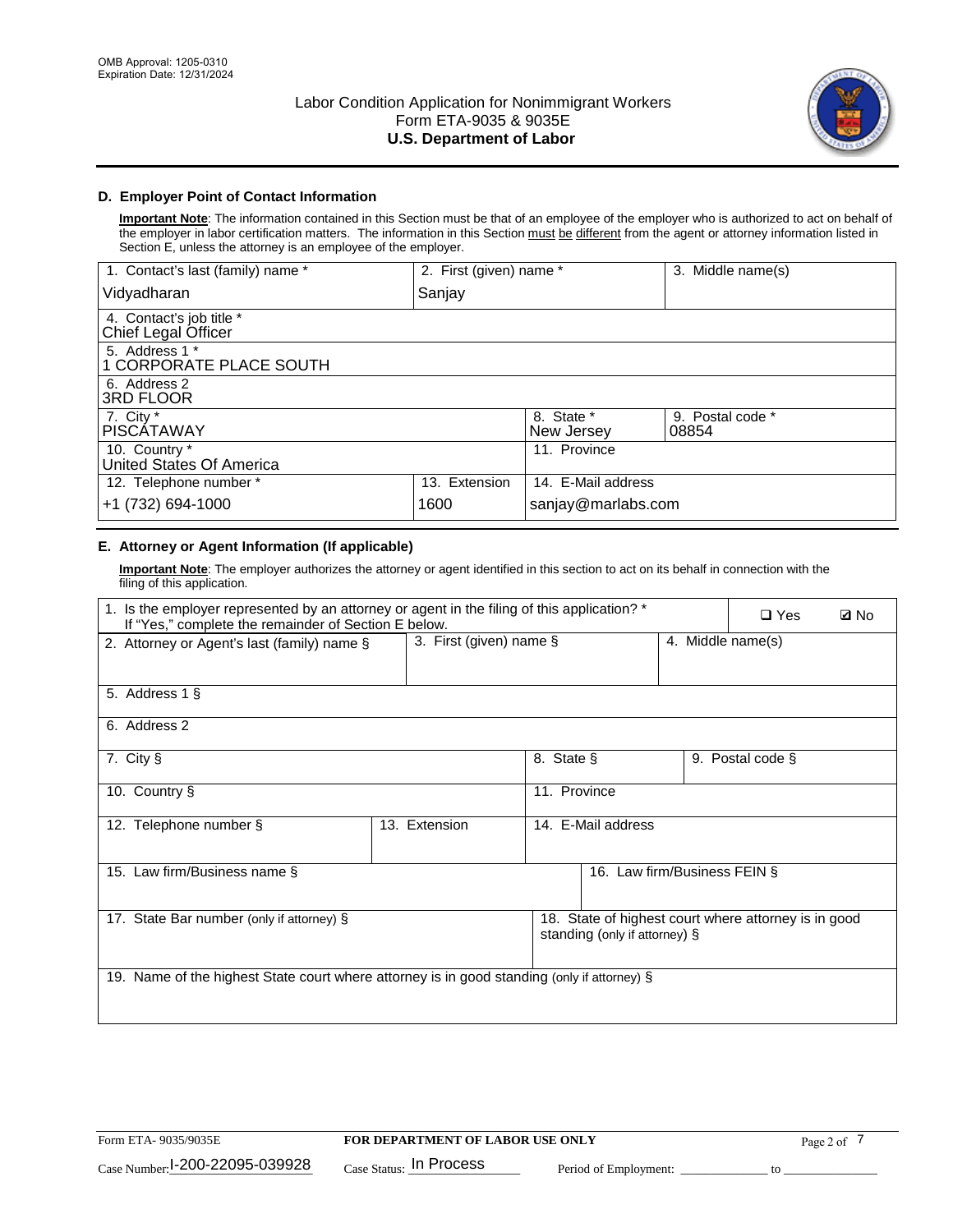OMB Approval: 1205-0310
Expiration Date: 12/31/2024

# Labor Condition Application for Nonimmigrant Workers
## Form ETA-9035 & 9035E
## U.S. Department of Labor

### D. Employer Point of Contact Information

**Important Note**: The information contained in this Section must be that of an employee of the employer who is authorized to act on behalf of the employer in labor certification matters. The information in this Section must be different from the agent or attorney information listed in Section E, unless the attorney is an employee of the employer.

| 1. Contact's last (family) name * | 2. First (given) name * | 3. Middle name(s) |
|---|---|---|
| Vidyadharan | Sanjay | |
| 4. Contact's job title * Chief Legal Officer | | |
| 5. Address 1 * 1 CORPORATE PLACE SOUTH | | |
| 6. Address 2 3RD FLOOR | | |
| 7. City * PISCATAWAY | 8. State * New Jersey | 9. Postal code * 08854 |
| 10. Country * United States Of America | 11. Province | |
| 12. Telephone number * +1 (732) 694-1000 | 13. Extension 1600 | 14. E-Mail address sanjay@marlabs.com |

### E. Attorney or Agent Information (If applicable)

**Important Note**: The employer authorizes the attorney or agent identified in this section to act on its behalf in connection with the filing of this application.

| 1. Is the employer represented by an attorney or agent in the filing of this application? * If "Yes," complete the remainder of Section E below. | ❑ Yes | ☑ No |
|---|---|---|
| 2. Attorney or Agent's last (family) name § | 3. First (given) name § | 4. Middle name(s) |
| 5. Address 1 § | | |
| 6. Address 2 | | |
| 7. City § | 8. State § | 9. Postal code § |
| 10. Country § | 11. Province | |
| 12. Telephone number § | 13. Extension | 14. E-Mail address |
| 15. Law firm/Business name § | 16. Law firm/Business FEIN § | |
| 17. State Bar number (only if attorney) § | 18. State of highest court where attorney is in good standing (only if attorney) § | |
| 19. Name of the highest State court where attorney is in good standing (only if attorney) § | | |

Form ETA- 9035/9035E | FOR DEPARTMENT OF LABOR USE ONLY

Case Number: I-200-22095-039928 Case Status: In Process Period of Employment: _____________ to _____________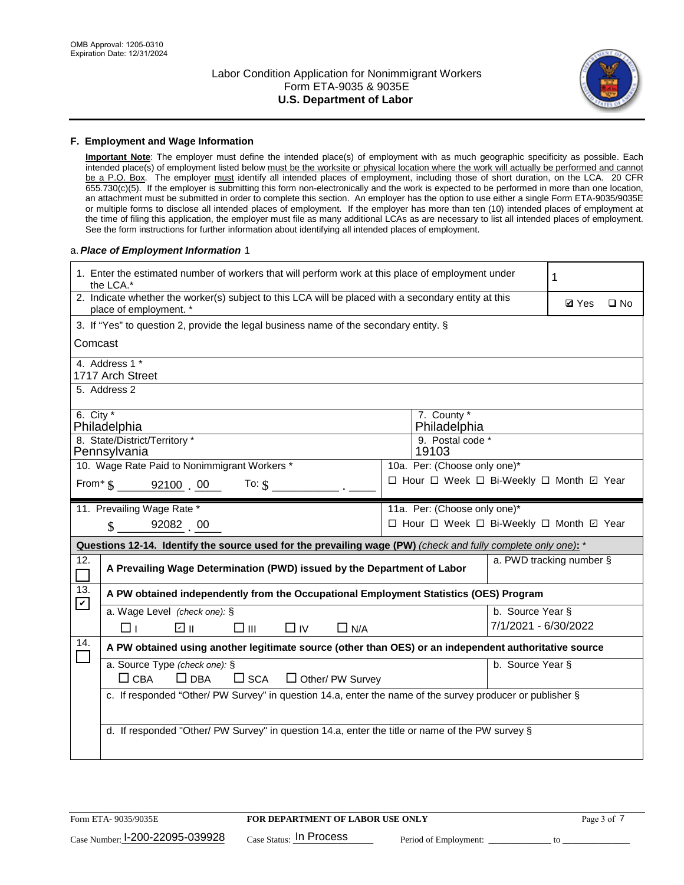OMB Approval: 1205-0310
Expiration Date: 12/31/2024

# Labor Condition Application for Nonimmigrant Workers
## Form ETA-9035 & 9035E
## U.S. Department of Labor

### F. Employment and Wage Information

**Important Note**: The employer must define the intended place(s) of employment with as much geographic specificity as possible. Each intended place(s) of employment listed below must be the worksite or physical location where the work will actually be performed and cannot be a P.O. Box. The employer must identify all intended places of employment, including those of short duration, on the LCA. 20 CFR 655.730(c)(5). If the employer is submitting this form non-electronically and the work is expected to be performed in more than one location, an attachment must be submitted in order to complete this section. An employer has the option to use either a single Form ETA-9035/9035E or multiple forms to disclose all intended places of employment. If the employer has more than ten (10) intended places of employment at the time of filing this application, the employer must file as many additional LCAs as are necessary to list all intended places of employment. See the form instructions for further information about identifying all intended places of employment.

a. ***Place of Employment Information*** 1

| | |
|---|---|
| 1. Enter the estimated number of workers that will perform work at this place of employment under the LCA.* | 1 |
| 2. Indicate whether the worker(s) subject to this LCA will be placed with a secondary entity at this place of employment. * | ☑ Yes ☐ No |
| 3. If "Yes" to question 2, provide the legal business name of the secondary entity. § Comcast | |
| 4. Address 1 * 1717 Arch Street | |
| 5. Address 2 | |
| 6. City * Philadelphia | 7. County * Philadelphia |
| 8. State/District/Territory * Pennsylvania | 9. Postal code * 19103 |
| 10. Wage Rate Paid to Nonimmigrant Workers * From* $ 92100 . 00 To: $ ____ . ____ | 10a. Per: (Choose only one)* ☐ Hour ☐ Week ☐ Bi-Weekly ☐ Month ☑ Year |
| 11. Prevailing Wage Rate * $ 92082 . 00 | 11a. Per: (Choose only one)* ☐ Hour ☐ Week ☐ Bi-Weekly ☐ Month ☑ Year |

**Questions 12-14. Identify the source used for the prevailing wage (PW)** *(check and fully complete only one)*: *

| | | |
|---|---|---|
| 12. ☐ | **A Prevailing Wage Determination (PWD) issued by the Department of Labor** | a. PWD tracking number § |
| 13. ☑ | **A PW obtained independently from the Occupational Employment Statistics (OES) Program** | |
| | a. Wage Level *(check one)*: § ☐ I ☑ II ☐ III ☐ IV ☐ N/A | b. Source Year § 7/1/2021 - 6/30/2022 |
| 14. ☐ | **A PW obtained using another legitimate source (other than OES) or an independent authoritative source** | |
| | a. Source Type *(check one)*: § ☐ CBA ☐ DBA ☐ SCA ☐ Other/ PW Survey | b. Source Year § |
| | c. If responded "Other/ PW Survey" in question 14.a, enter the name of the survey producer or publisher § | |
| | d. If responded "Other/ PW Survey" in question 14.a, enter the title or name of the PW survey § | |

Form ETA- 9035/9035E | **FOR DEPARTMENT OF LABOR USE ONLY**

Case Number: I-200-22095-039928 Case Status: In Process Period of Employment: ____________ to ____________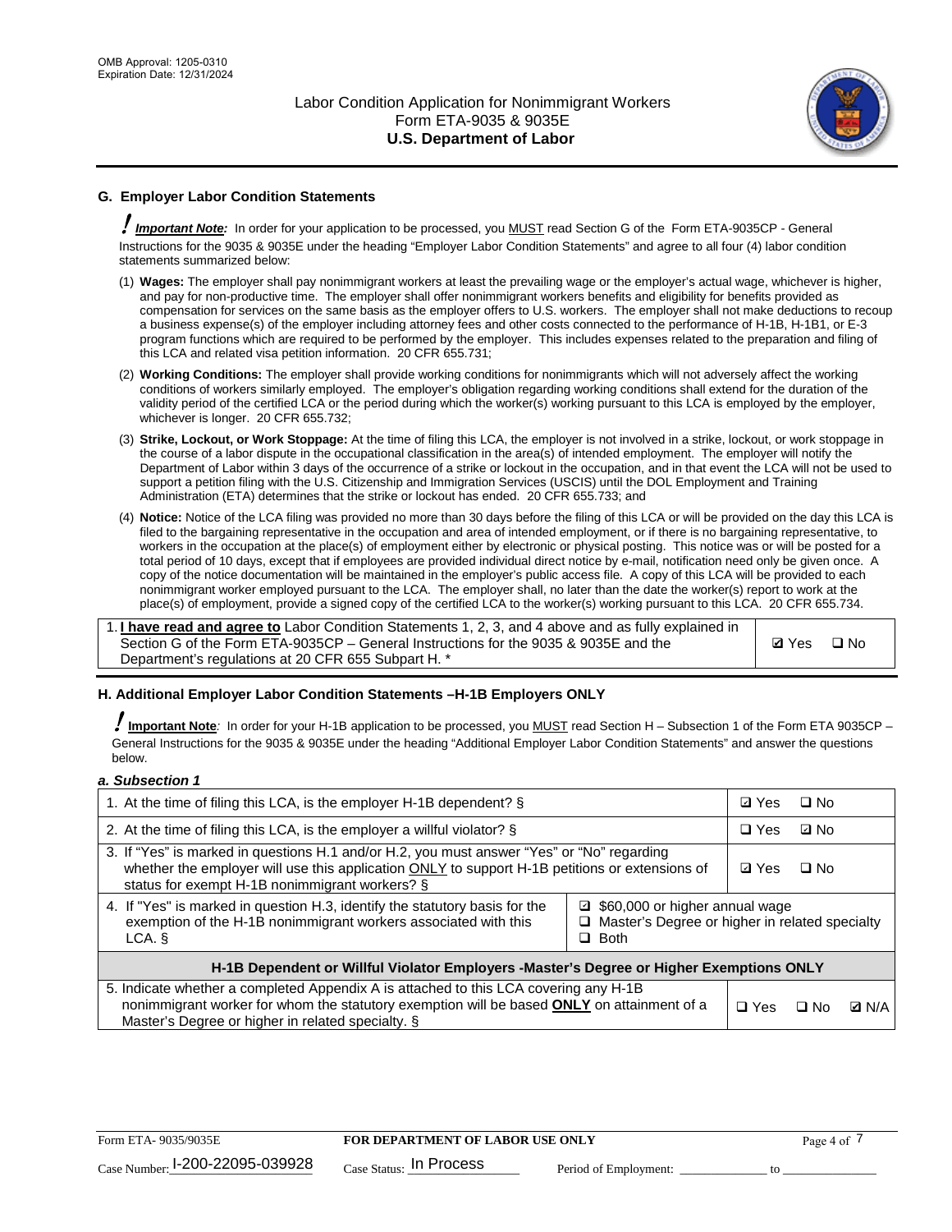## G. Employer Labor Condition Statements

! ***Important Note:*** In order for your application to be processed, you MUST read Section G of the Form ETA-9035CP - General Instructions for the 9035 & 9035E under the heading "Employer Labor Condition Statements" and agree to all four (4) labor condition statements summarized below:

(1) **Wages:** The employer shall pay nonimmigrant workers at least the prevailing wage or the employer's actual wage, whichever is higher, and pay for non-productive time. The employer shall offer nonimmigrant workers benefits and eligibility for benefits provided as compensation for services on the same basis as the employer offers to U.S. workers. The employer shall not make deductions to recoup a business expense(s) of the employer including attorney fees and other costs connected to the performance of H-1B, H-1B1, or E-3 program functions which are required to be performed by the employer. This includes expenses related to the preparation and filing of this LCA and related visa petition information. 20 CFR 655.731;

(2) **Working Conditions:** The employer shall provide working conditions for nonimmigrants which will not adversely affect the working conditions of workers similarly employed. The employer's obligation regarding working conditions shall extend for the duration of the validity period of the certified LCA or the period during which the worker(s) working pursuant to this LCA is employed by the employer, whichever is longer. 20 CFR 655.732;

(3) **Strike, Lockout, or Work Stoppage:** At the time of filing this LCA, the employer is not involved in a strike, lockout, or work stoppage in the course of a labor dispute in the occupational classification in the area(s) of intended employment. The employer will notify the Department of Labor within 3 days of the occurrence of a strike or lockout in the occupation, and in that event the LCA will not be used to support a petition filing with the U.S. Citizenship and Immigration Services (USCIS) until the DOL Employment and Training Administration (ETA) determines that the strike or lockout has ended. 20 CFR 655.733; and

(4) **Notice:** Notice of the LCA filing was provided no more than 30 days before the filing of this LCA or will be provided on the day this LCA is filed to the bargaining representative in the occupation and area of intended employment, or if there is no bargaining representative, to workers in the occupation at the place(s) of employment either by electronic or physical posting. This notice was or will be posted for a total period of 10 days, except that if employees are provided individual direct notice by e-mail, notification need only be given once. A copy of the notice documentation will be maintained in the employer's public access file. A copy of this LCA will be provided to each nonimmigrant worker employed pursuant to the LCA. The employer shall, no later than the date the worker(s) report to work at the place(s) of employment, provide a signed copy of the certified LCA to the worker(s) working pursuant to this LCA. 20 CFR 655.734.

| | |
|---|---|
| 1. **I have read and agree to** Labor Condition Statements 1, 2, 3, and 4 above and as fully explained in Section G of the Form ETA-9035CP – General Instructions for the 9035 & 9035E and the Department's regulations at 20 CFR 655 Subpart H. * | ☑ Yes ☐ No |

## H. Additional Employer Labor Condition Statements –H-1B Employers ONLY

! **Important Note***:* In order for your H-1B application to be processed, you MUST read Section H – Subsection 1 of the Form ETA 9035CP – General Instructions for the 9035 & 9035E under the heading "Additional Employer Labor Condition Statements" and answer the questions below.

***a. Subsection 1***

| | |
|---|---|
| 1. At the time of filing this LCA, is the employer H-1B dependent? § | ☑ Yes ☐ No |
| 2. At the time of filing this LCA, is the employer a willful violator? § | ☐ Yes ☑ No |
| 3. If "Yes" is marked in questions H.1 and/or H.2, you must answer "Yes" or "No" regarding whether the employer will use this application ONLY to support H-1B petitions or extensions of status for exempt H-1B nonimmigrant workers? § | ☑ Yes ☐ No |
| 4. If "Yes" is marked in question H.3, identify the statutory basis for the exemption of the H-1B nonimmigrant workers associated with this LCA. § | ☑ $60,000 or higher annual wage<br>☐ Master's Degree or higher in related specialty<br>☐ Both |
| **H-1B Dependent or Willful Violator Employers -Master's Degree or Higher Exemptions ONLY** | |
| 5. Indicate whether a completed Appendix A is attached to this LCA covering any H-1B nonimmigrant worker for whom the statutory exemption will be based **ONLY** on attainment of a Master's Degree or higher in related specialty. § | ☐ Yes ☐ No ☑ N/A |

Form ETA- 9035/9035E | **FOR DEPARTMENT OF LABOR USE ONLY**

Case Number: I-200-22095-039928 | Case Status: In Process | Period of Employment: _____________ to _____________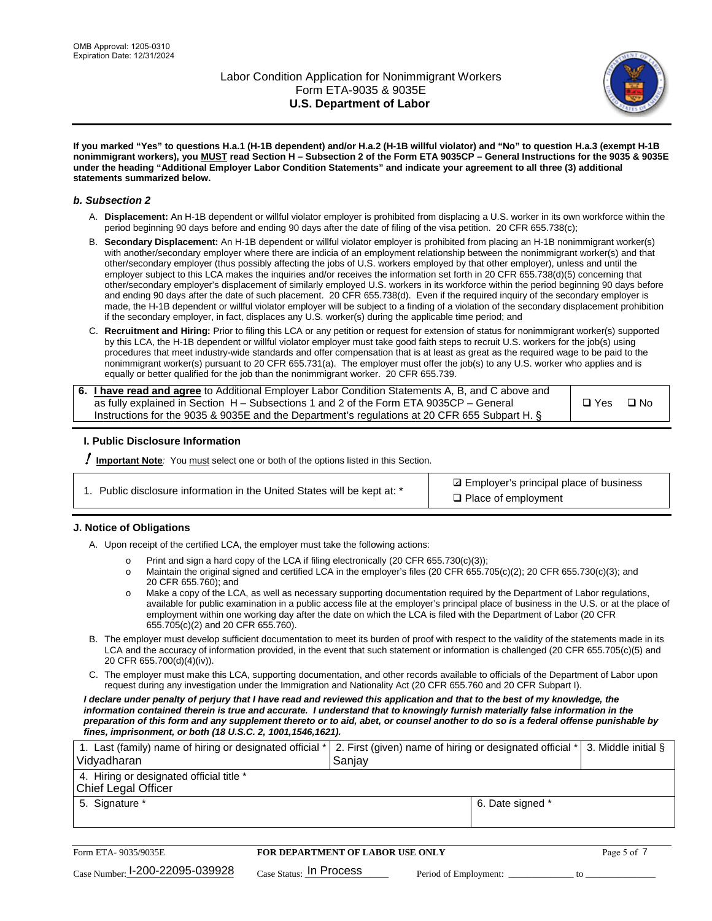**If you marked "Yes" to questions H.a.1 (H-1B dependent) and/or H.a.2 (H-1B willful violator) and "No" to question H.a.3 (exempt H-1B nonimmigrant workers), you MUST read Section H – Subsection 2 of the Form ETA 9035CP – General Instructions for the 9035 & 9035E under the heading "Additional Employer Labor Condition Statements" and indicate your agreement to all three (3) additional statements summarized below.**

### *b. Subsection 2*

A. **Displacement:** An H-1B dependent or willful violator employer is prohibited from displacing a U.S. worker in its own workforce within the period beginning 90 days before and ending 90 days after the date of filing of the visa petition. 20 CFR 655.738(c);

B. **Secondary Displacement:** An H-1B dependent or willful violator employer is prohibited from placing an H-1B nonimmigrant worker(s) with another/secondary employer where there are indicia of an employment relationship between the nonimmigrant worker(s) and that other/secondary employer (thus possibly affecting the jobs of U.S. workers employed by that other employer), unless and until the employer subject to this LCA makes the inquiries and/or receives the information set forth in 20 CFR 655.738(d)(5) concerning that other/secondary employer's displacement of similarly employed U.S. workers in its workforce within the period beginning 90 days before and ending 90 days after the date of such placement. 20 CFR 655.738(d). Even if the required inquiry of the secondary employer is made, the H-1B dependent or willful violator employer will be subject to a finding of a violation of the secondary displacement prohibition if the secondary employer, in fact, displaces any U.S. worker(s) during the applicable time period; and

C. **Recruitment and Hiring:** Prior to filing this LCA or any petition or request for extension of status for nonimmigrant worker(s) supported by this LCA, the H-1B dependent or willful violator employer must take good faith steps to recruit U.S. workers for the job(s) using procedures that meet industry-wide standards and offer compensation that is at least as great as the required wage to be paid to the nonimmigrant worker(s) pursuant to 20 CFR 655.731(a). The employer must offer the job(s) to any U.S. worker who applies and is equally or better qualified for the job than the nonimmigrant worker. 20 CFR 655.739.

| 6. **I have read and agree** to Additional Employer Labor Condition Statements A, B, and C above and as fully explained in Section H – Subsections 1 and 2 of the Form ETA 9035CP – General Instructions for the 9035 & 9035E and the Department's regulations at 20 CFR 655 Subpart H. § | ❑ Yes ❑ No |
|---|---|

## I. Public Disclosure Information

**! Important Note**: You must select one or both of the options listed in this Section.

| 1. Public disclosure information in the United States will be kept at: * | ☑ Employer's principal place of business<br>❑ Place of employment |
|---|---|

## J. Notice of Obligations

A. Upon receipt of the certified LCA, the employer must take the following actions:

- Print and sign a hard copy of the LCA if filing electronically (20 CFR 655.730(c)(3));
- Maintain the original signed and certified LCA in the employer's files (20 CFR 655.705(c)(2); 20 CFR 655.730(c)(3); and 20 CFR 655.760); and
- Make a copy of the LCA, as well as necessary supporting documentation required by the Department of Labor regulations, available for public examination in a public access file at the employer's principal place of business in the U.S. or at the place of employment within one working day after the date on which the LCA is filed with the Department of Labor (20 CFR 655.705(c)(2) and 20 CFR 655.760).

B. The employer must develop sufficient documentation to meet its burden of proof with respect to the validity of the statements made in its LCA and the accuracy of information provided, in the event that such statement or information is challenged (20 CFR 655.705(c)(5) and 20 CFR 655.700(d)(4)(iv)).

C. The employer must make this LCA, supporting documentation, and other records available to officials of the Department of Labor upon request during any investigation under the Immigration and Nationality Act (20 CFR 655.760 and 20 CFR Subpart I).

***I declare under penalty of perjury that I have read and reviewed this application and that to the best of my knowledge, the information contained therein is true and accurate. I understand that to knowingly furnish materially false information in the preparation of this form and any supplement thereto or to aid, abet, or counsel another to do so is a federal offense punishable by fines, imprisonment, or both (18 U.S.C. 2, 1001,1546,1621).***

| 1. Last (family) name of hiring or designated official *<br>Vidyadharan | 2. First (given) name of hiring or designated official *<br>Sanjay | 3. Middle initial § |
|---|---|---|
| 4. Hiring or designated official title *<br>Chief Legal Officer | | |
| 5. Signature * | 6. Date signed * | |

Form ETA- 9035/9035E | **FOR DEPARTMENT OF LABOR USE ONLY**

Case Number: I-200-22095-039928 Case Status: In Process Period of Employment: _____________ to _____________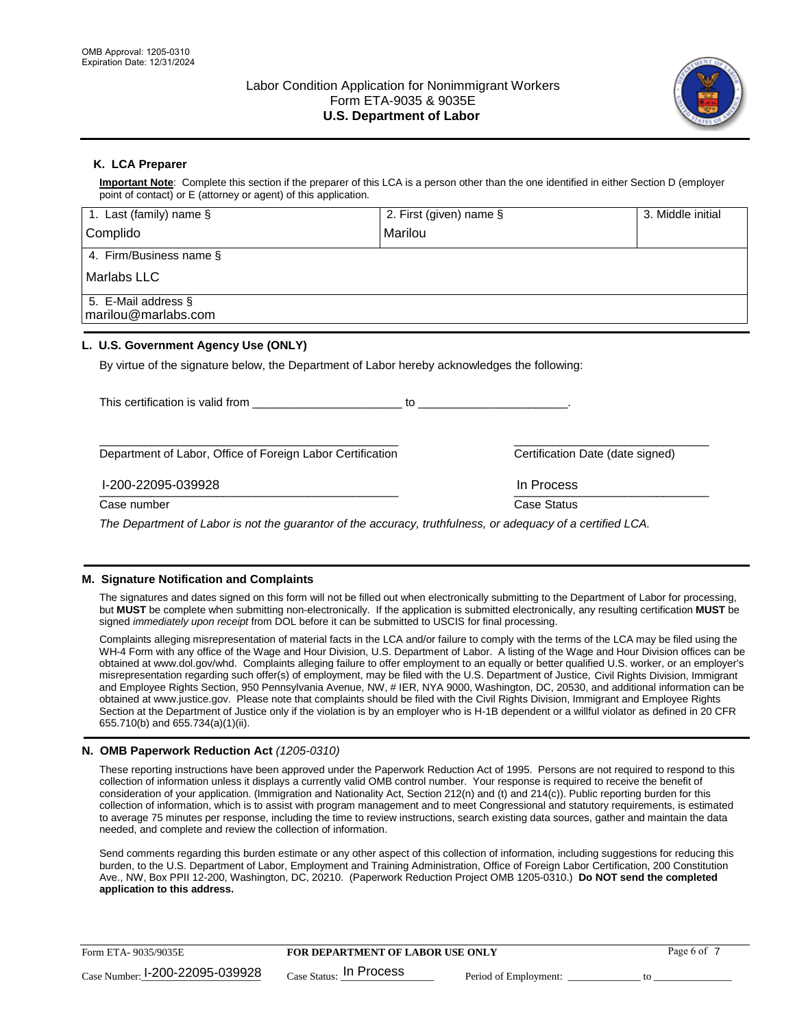OMB Approval: 1205-0310
Expiration Date: 12/31/2024

# Labor Condition Application for Nonimmigrant Workers
## Form ETA-9035 & 9035E
## U.S. Department of Labor

### K. LCA Preparer

**Important Note**: Complete this section if the preparer of this LCA is a person other than the one identified in either Section D (employer point of contact) or E (attorney or agent) of this application.

| 1. Last (family) name § | 2. First (given) name § | 3. Middle initial |
|---|---|---|
| Complido | Marilou | |
| 4. Firm/Business name § | | |
| Marlabs LLC | | |
| 5. E-Mail address § | | |
| marilou@marlabs.com | | |

### L. U.S. Government Agency Use (ONLY)

By virtue of the signature below, the Department of Labor hereby acknowledges the following:

This certification is valid from ______________________ to ______________________.

______________________________________________ Department of Labor, Office of Foreign Labor Certification

______________________________ Certification Date (date signed)

I-200-22095-039928
Case number

In Process
Case Status

*The Department of Labor is not the guarantor of the accuracy, truthfulness, or adequacy of a certified LCA.*

### M. Signature Notification and Complaints

The signatures and dates signed on this form will not be filled out when electronically submitting to the Department of Labor for processing, but **MUST** be complete when submitting non-electronically. If the application is submitted electronically, any resulting certification **MUST** be signed *immediately upon receipt* from DOL before it can be submitted to USCIS for final processing.

Complaints alleging misrepresentation of material facts in the LCA and/or failure to comply with the terms of the LCA may be filed using the WH-4 Form with any office of the Wage and Hour Division, U.S. Department of Labor. A listing of the Wage and Hour Division offices can be obtained at www.dol.gov/whd. Complaints alleging failure to offer employment to an equally or better qualified U.S. worker, or an employer's misrepresentation regarding such offer(s) of employment, may be filed with the U.S. Department of Justice, Civil Rights Division, Immigrant and Employee Rights Section, 950 Pennsylvania Avenue, NW, # IER, NYA 9000, Washington, DC, 20530, and additional information can be obtained at www.justice.gov. Please note that complaints should be filed with the Civil Rights Division, Immigrant and Employee Rights Section at the Department of Justice only if the violation is by an employer who is H-1B dependent or a willful violator as defined in 20 CFR 655.710(b) and 655.734(a)(1)(ii).

### N. OMB Paperwork Reduction Act *(1205-0310)*

These reporting instructions have been approved under the Paperwork Reduction Act of 1995. Persons are not required to respond to this collection of information unless it displays a currently valid OMB control number. Your response is required to receive the benefit of consideration of your application. (Immigration and Nationality Act, Section 212(n) and (t) and 214(c)). Public reporting burden for this collection of information, which is to assist with program management and to meet Congressional and statutory requirements, is estimated to average 75 minutes per response, including the time to review instructions, search existing data sources, gather and maintain the data needed, and complete and review the collection of information.

Send comments regarding this burden estimate or any other aspect of this collection of information, including suggestions for reducing this burden, to the U.S. Department of Labor, Employment and Training Administration, Office of Foreign Labor Certification, 200 Constitution Ave., NW, Box PPII 12-200, Washington, DC, 20210. (Paperwork Reduction Project OMB 1205-0310.) **Do NOT send the completed application to this address.**

Form ETA- 9035/9035E — **FOR DEPARTMENT OF LABOR USE ONLY**

Case Number: I-200-22095-039928 Case Status: In Process Period of Employment: ____________ to ____________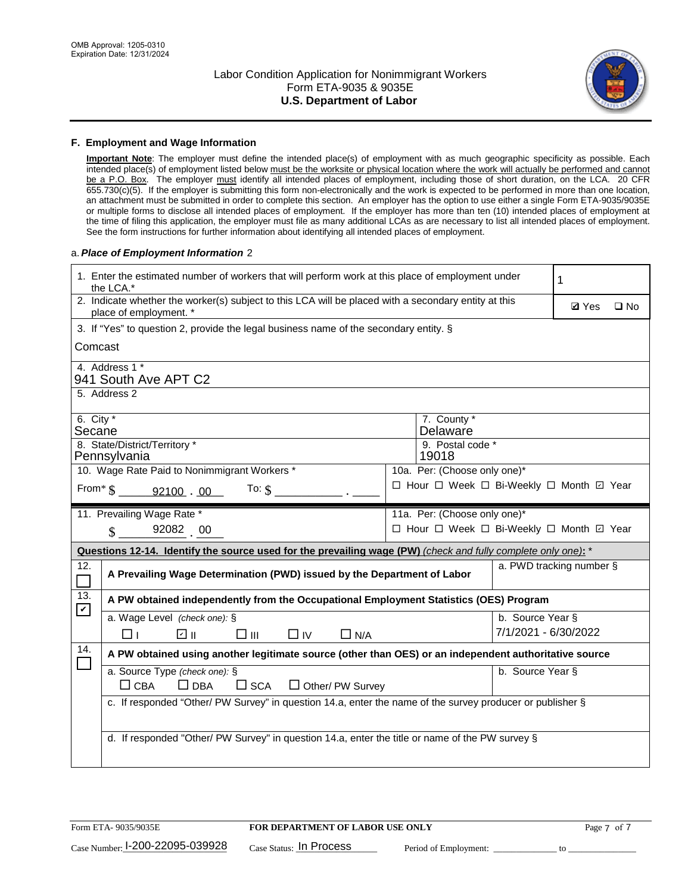OMB Approval: 1205-0310
Expiration Date: 12/31/2024

# Labor Condition Application for Nonimmigrant Workers
## Form ETA-9035 & 9035E
## U.S. Department of Labor

### F. Employment and Wage Information

**Important Note**: The employer must define the intended place(s) of employment with as much geographic specificity as possible. Each intended place(s) of employment listed below must be the worksite or physical location where the work will actually be performed and cannot be a P.O. Box. The employer must identify all intended places of employment, including those of short duration, on the LCA. 20 CFR 655.730(c)(5). If the employer is submitting this form non-electronically and the work is expected to be performed in more than one location, an attachment must be submitted in order to complete this section. An employer has the option to use either a single Form ETA-9035/9035E or multiple forms to disclose all intended places of employment. If the employer has more than ten (10) intended places of employment at the time of filing this application, the employer must file as many additional LCAs as are necessary to list all intended places of employment. See the form instructions for further information about identifying all intended places of employment.

a. *Place of Employment Information* 2

| | |
|---|---|
| 1. Enter the estimated number of workers that will perform work at this place of employment under the LCA.* | 1 |
| 2. Indicate whether the worker(s) subject to this LCA will be placed with a secondary entity at this place of employment. * | ☑ Yes ☐ No |
| 3. If "Yes" to question 2, provide the legal business name of the secondary entity. § Comcast | |
| 4. Address 1 * 941 South Ave APT C2 | |
| 5. Address 2 | |
| 6. City * Secane | 7. County * Delaware |
| 8. State/District/Territory * Pennsylvania | 9. Postal code * 19018 |
| 10. Wage Rate Paid to Nonimmigrant Workers * From* $ 92100 . 00 To: $ ___ . ___ | 10a. Per: (Choose only one)* ☐ Hour ☐ Week ☐ Bi-Weekly ☐ Month ☑ Year |
| 11. Prevailing Wage Rate * $ 92082 . 00 | 11a. Per: (Choose only one)* ☐ Hour ☐ Week ☐ Bi-Weekly ☐ Month ☑ Year |

**Questions 12-14. Identify the source used for the prevailing wage (PW)** *(check and fully complete only one)*: *

| | | |
|---|---|---|
| 12. ☐ | A Prevailing Wage Determination (PWD) issued by the Department of Labor | a. PWD tracking number § |
| 13. ☑ | A PW obtained independently from the Occupational Employment Statistics (OES) Program | |
| | a. Wage Level *(check one)*: § ☐ I ☑ II ☐ III ☐ IV ☐ N/A | b. Source Year § 7/1/2021 - 6/30/2022 |
| 14. ☐ | A PW obtained using another legitimate source (other than OES) or an independent authoritative source | |
| | a. Source Type *(check one)*: § ☐ CBA ☐ DBA ☐ SCA ☐ Other/ PW Survey | b. Source Year § |
| | c. If responded "Other/ PW Survey" in question 14.a, enter the name of the survey producer or publisher § | |
| | d. If responded "Other/ PW Survey" in question 14.a, enter the title or name of the PW survey § | |

Form ETA- 9035/9035E | **FOR DEPARTMENT OF LABOR USE ONLY**

Case Number: I-200-22095-039928 | Case Status: In Process | Period of Employment: _____________ to _______________